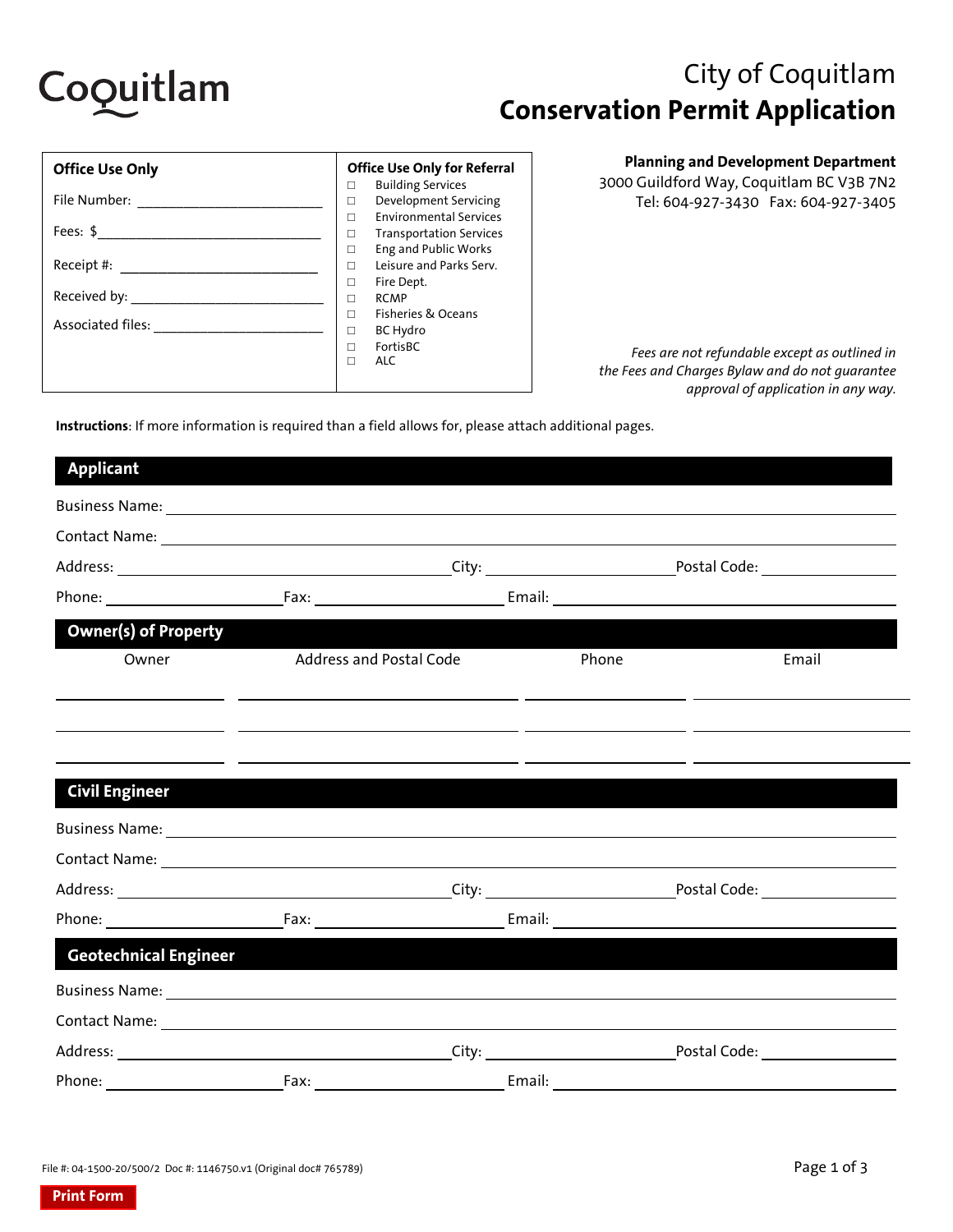Coquitlam

# City of Coquitlam
# Conservation Permit Application

| **Office Use Only** | **Office Use Only for Referral** |
|---|---|
| File Number: ____________ | ☐ Building Services |
| Fees: $____________ | ☐ Development Servicing |
| Receipt #: ____________ | ☐ Environmental Services |
| Received by: ____________ | ☐ Transportation Services |
| Associated files: ____________ | ☐ Eng and Public Works |
| | ☐ Leisure and Parks Serv. |
| | ☐ Fire Dept. |
| | ☐ RCMP |
| | ☐ Fisheries & Oceans |
| | ☐ BC Hydro |
| | ☐ FortisBC |
| | ☐ ALC |

**Planning and Development Department**
3000 Guildford Way, Coquitlam BC V3B 7N2
Tel: 604-927-3430 Fax: 604-927-3405

*Fees are not refundable except as outlined in the Fees and Charges Bylaw and do not guarantee approval of application in any way.*

**Instructions**: If more information is required than a field allows for, please attach additional pages.

## Applicant

Business Name: ____________

Contact Name: ____________

Address: ____________ City: ____________ Postal Code: ____________

Phone: ____________ Fax: ____________ Email: ____________

## Owner(s) of Property

| Owner | Address and Postal Code | Phone | Email |
|---|---|---|---|
| | | | |
| | | | |
| | | | |

## Civil Engineer

Business Name: ____________

Contact Name: ____________

Address: ____________ City: ____________ Postal Code: ____________

Phone: ____________ Fax: ____________ Email: ____________

## Geotechnical Engineer

Business Name: ____________

Contact Name: ____________

Address: ____________ City: ____________ Postal Code: ____________

Phone: ____________ Fax: ____________ Email: ____________

File #: 04-1500-20/500/2 Doc #: 1146750.v1 (Original doc# 765789)

Print Form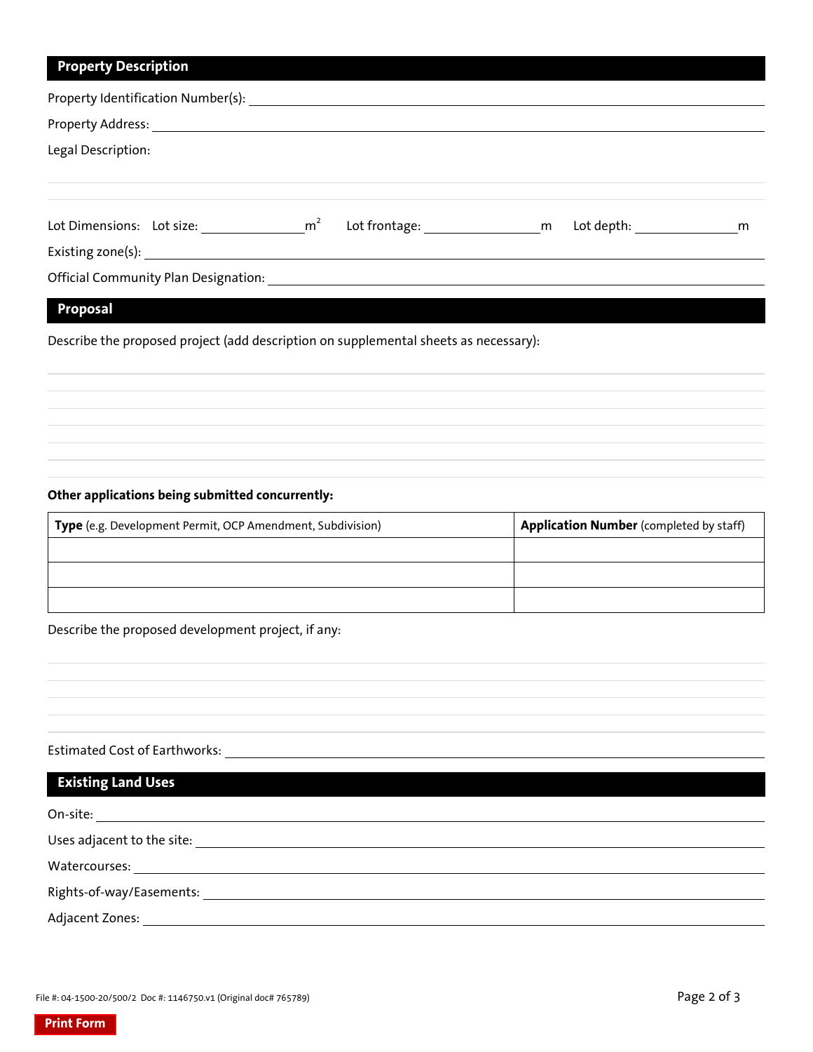## Property Description

Property Identification Number(s): ____________________

Property Address: ____________________

Legal Description:

Lot Dimensions: Lot size: ________ $m^2$ Lot frontage: ________ m Lot depth: ________ m

Existing zone(s): ____________________

Official Community Plan Designation: ____________________

## Proposal

Describe the proposed project (add description on supplemental sheets as necessary):

**Other applications being submitted concurrently:**

| **Type** (e.g. Development Permit, OCP Amendment, Subdivision) | **Application Number** (completed by staff) |
|---|---|
| | |
| | |
| | |

Describe the proposed development project, if any:

Estimated Cost of Earthworks: ____________________

## Existing Land Uses

On-site: ____________________

Uses adjacent to the site: ____________________

Watercourses: ____________________

Rights-of-way/Easements: ____________________

Adjacent Zones: ____________________

File #: 04-1500-20/500/2 Doc #: 1146750.v1 (Original doc# 765789)

Print Form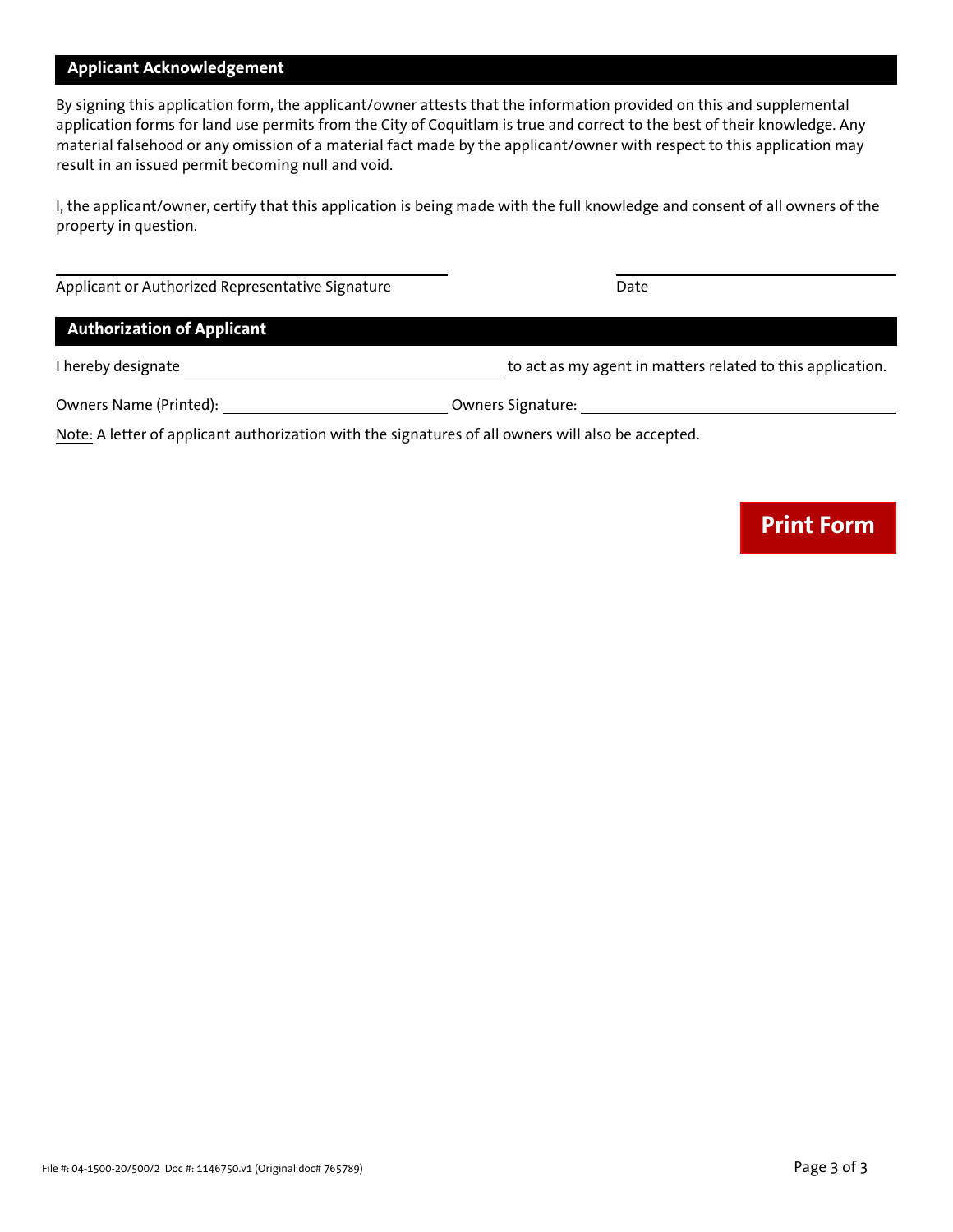## Applicant Acknowledgement

By signing this application form, the applicant/owner attests that the information provided on this and supplemental application forms for land use permits from the City of Coquitlam is true and correct to the best of their knowledge. Any material falsehood or any omission of a material fact made by the applicant/owner with respect to this application may result in an issued permit becoming null and void.

I, the applicant/owner, certify that this application is being made with the full knowledge and consent of all owners of the property in question.

Applicant or Authorized Representative Signature ____________________ Date ____________________

## Authorization of Applicant

I hereby designate ____________________ to act as my agent in matters related to this application.

Owners Name (Printed): ____________________ Owners Signature: ____________________

Note: A letter of applicant authorization with the signatures of all owners will also be accepted.

Print Form

File #: 04-1500-20/500/2 Doc #: 1146750.v1 (Original doc# 765789)